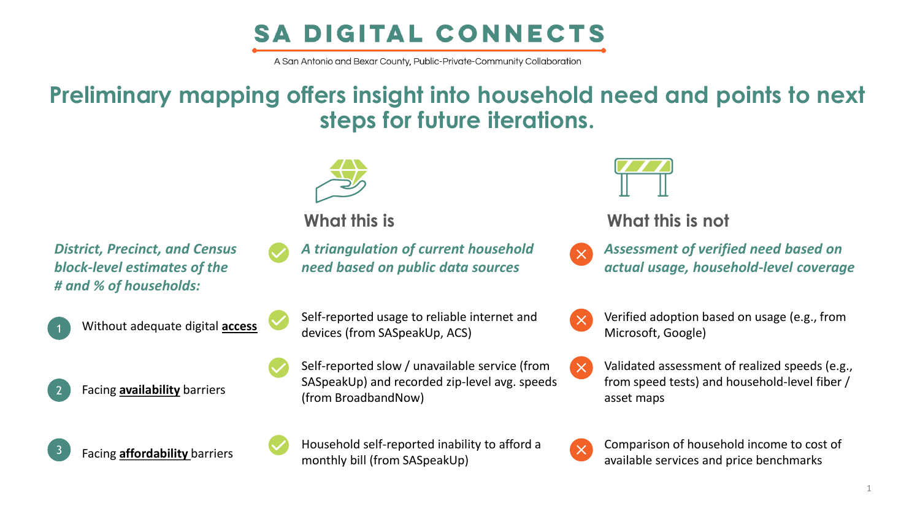# SA DIGITAL CONNECTS

A San Antonio and Bexar County, Public-Private-Community Collaboration

## Preliminary mapping offers insight into household need and points to next steps for future iterations.

| *District, Precinct, and Census block-level estimates of the # and % of households:* | What this is | What this is not |
|---|---|---|
| | ✓ *A triangulation of current household need based on public data sources* | ✗ *Assessment of verified need based on actual usage, household-level coverage* |
| 1. Without adequate digital **access** | ✓ Self-reported usage to reliable internet and devices (from SASpeakUp, ACS) | ✗ Verified adoption based on usage (e.g., from Microsoft, Google) |
| 2. Facing **availability** barriers | ✓ Self-reported slow / unavailable service (from SASpeakUp) and recorded zip-level avg. speeds (from BroadbandNow) | ✗ Validated assessment of realized speeds (e.g., from speed tests) and household-level fiber / asset maps |
| 3. Facing **affordability** barriers | ✓ Household self-reported inability to afford a monthly bill (from SASpeakUp) | ✗ Comparison of household income to cost of available services and price benchmarks |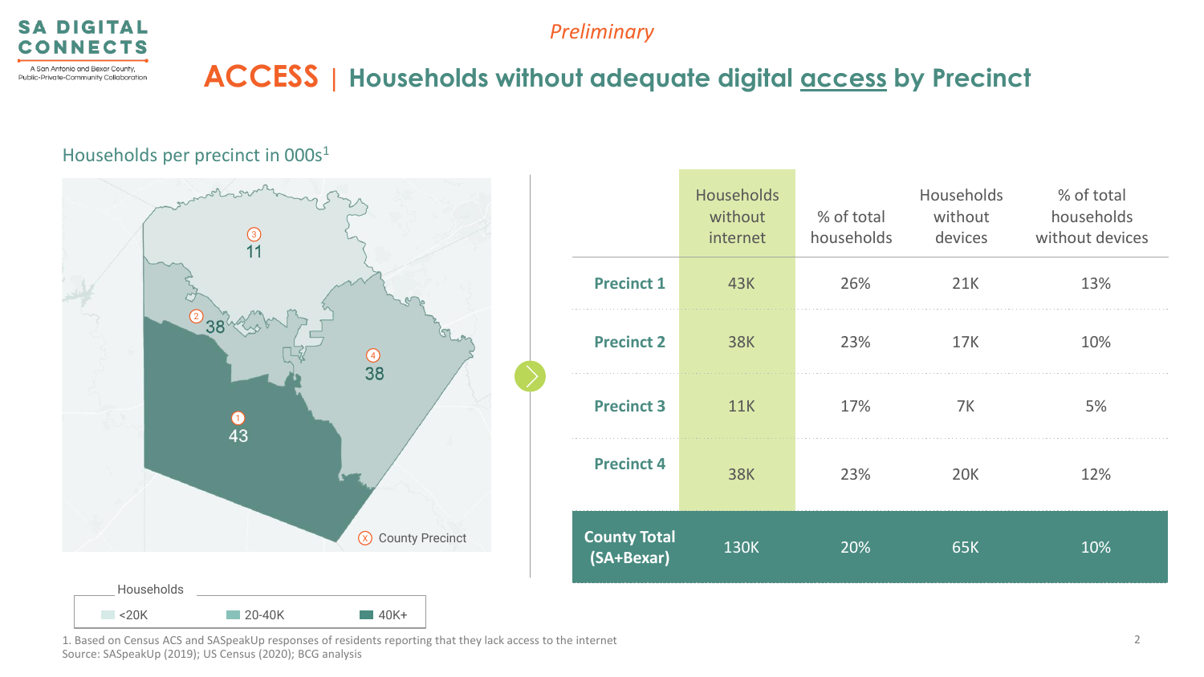SA DIGITAL CONNECTS

A San Antonio and Bexar County, Public-Private-Community Collaboration

*Preliminary*

# ACCESS | Households without adequate digital access by Precinct

Households per precinct in 000s[1]

Map labels: Precinct 3: 11; Precinct 2: 38; Precinct 4: 38; Precinct 1: 43

(X) County Precinct

Households: <20K, 20-40K, 40K+

| | Households without internet | % of total households | Households without devices | % of total households without devices |
|---|---|---|---|---|
| **Precinct 1** | 43K | 26% | 21K | 13% |
| **Precinct 2** | 38K | 23% | 17K | 10% |
| **Precinct 3** | 11K | 17% | 7K | 5% |
| **Precinct 4** | 38K | 23% | 20K | 12% |
| **County Total (SA+Bexar)** | 130K | 20% | 65K | 10% |

1. Based on Census ACS and SASpeakUp responses of residents reporting that they lack access to the internet

Source: SASpeakUp (2019); US Census (2020); BCG analysis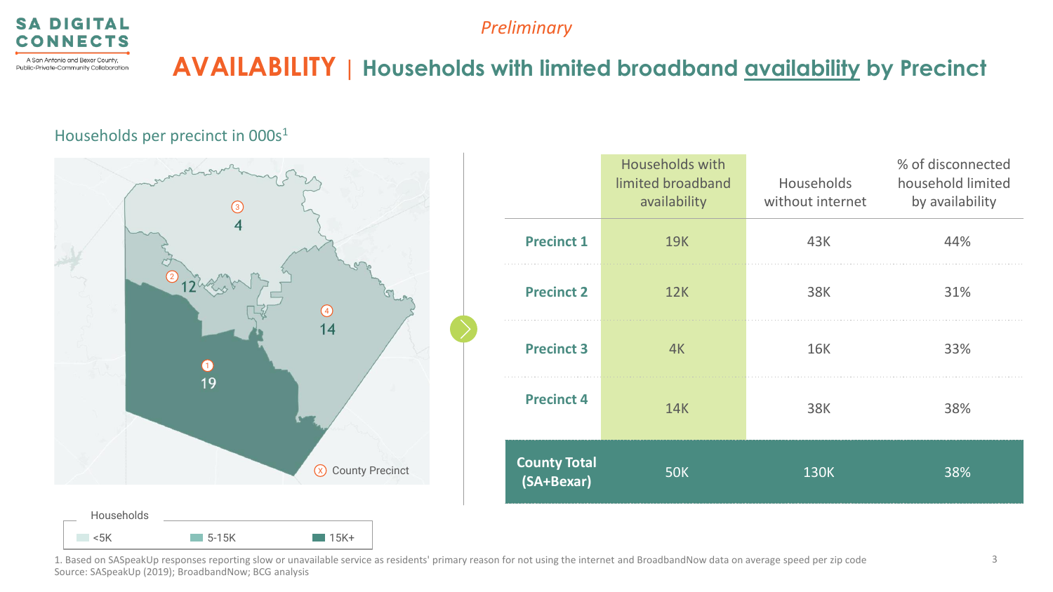*Preliminary*

# AVAILABILITY | Households with limited broadband availability by Precinct

Households per precinct in 000s[1]

| | Households with limited broadband availability | Households without internet | % of disconnected household limited by availability |
|---|---|---|---|
| **Precinct 1** | 19K | 43K | 44% |
| **Precinct 2** | 12K | 38K | 31% |
| **Precinct 3** | 4K | 16K | 33% |
| **Precinct 4** | 14K | 38K | 38% |
| **County Total (SA+Bexar)** | 50K | 130K | 38% |

Households: <5K | 5-15K | 15K+

1. Based on SASpeakUp responses reporting slow or unavailable service as residents' primary reason for not using the internet and BroadbandNow data on average speed per zip code
Source: SASpeakUp (2019); BroadbandNow; BCG analysis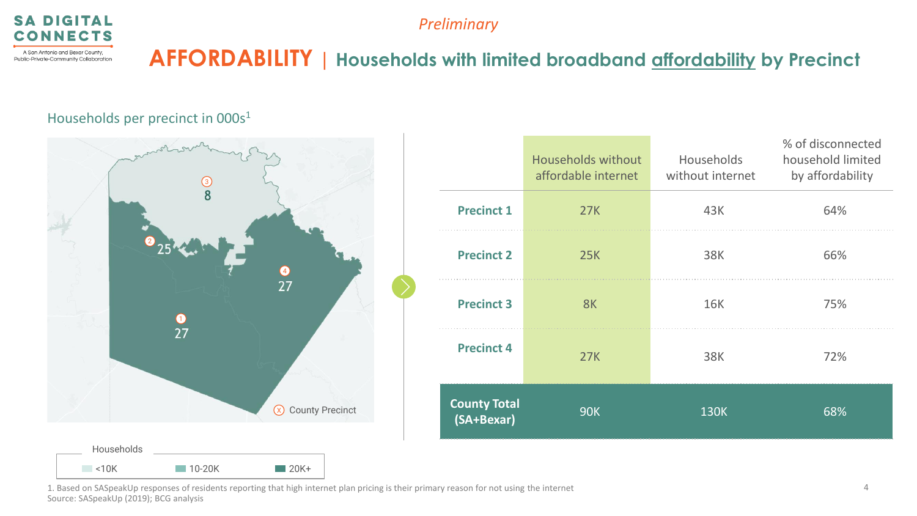*Preliminary*

# AFFORDABILITY | Households with limited broadband affordability by Precinct

Households per precinct in 000s[1]

| | Households without affordable internet | Households without internet | % of disconnected household limited by affordability |
|---|---|---|---|
| **Precinct 1** | 27K | 43K | 64% |
| **Precinct 2** | 25K | 38K | 66% |
| **Precinct 3** | 8K | 16K | 75% |
| **Precinct 4** | 27K | 38K | 72% |
| **County Total (SA+Bexar)** | 90K | 130K | 68% |

Map values by County Precinct: Precinct 1: 27; Precinct 2: 25; Precinct 3: 8; Precinct 4: 27

Households: <10K; 10-20K; 20K+

1. Based on SASpeakUp responses of residents reporting that high internet plan pricing is their primary reason for not using the internet

Source: SASpeakUp (2019); BCG analysis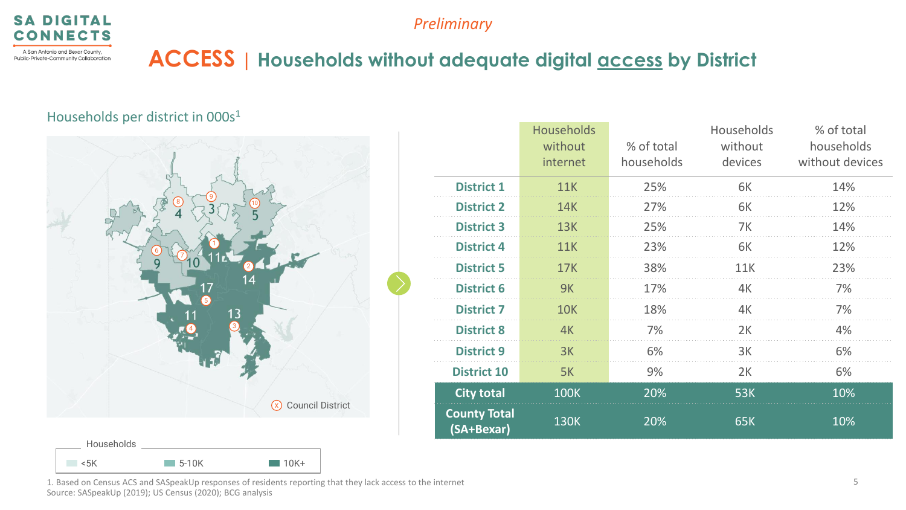*Preliminary*

# ACCESS | Households without adequate digital access by District

Households per district in 000s[1]

Households: <5K | 5-10K | 10K+

Council District

| | Households without internet | % of total households | Households without devices | % of total households without devices |
|---|---|---|---|---|
| **District 1** | 11K | 25% | 6K | 14% |
| **District 2** | 14K | 27% | 6K | 12% |
| **District 3** | 13K | 25% | 7K | 14% |
| **District 4** | 11K | 23% | 6K | 12% |
| **District 5** | 17K | 38% | 11K | 23% |
| **District 6** | 9K | 17% | 4K | 7% |
| **District 7** | 10K | 18% | 4K | 7% |
| **District 8** | 4K | 7% | 2K | 4% |
| **District 9** | 3K | 6% | 3K | 6% |
| **District 10** | 5K | 9% | 2K | 6% |
| **City total** | 100K | 20% | 53K | 10% |
| **County Total (SA+Bexar)** | 130K | 20% | 65K | 10% |

1. Based on Census ACS and SASpeakUp responses of residents reporting that they lack access to the internet

Source: SASpeakUp (2019); US Census (2020); BCG analysis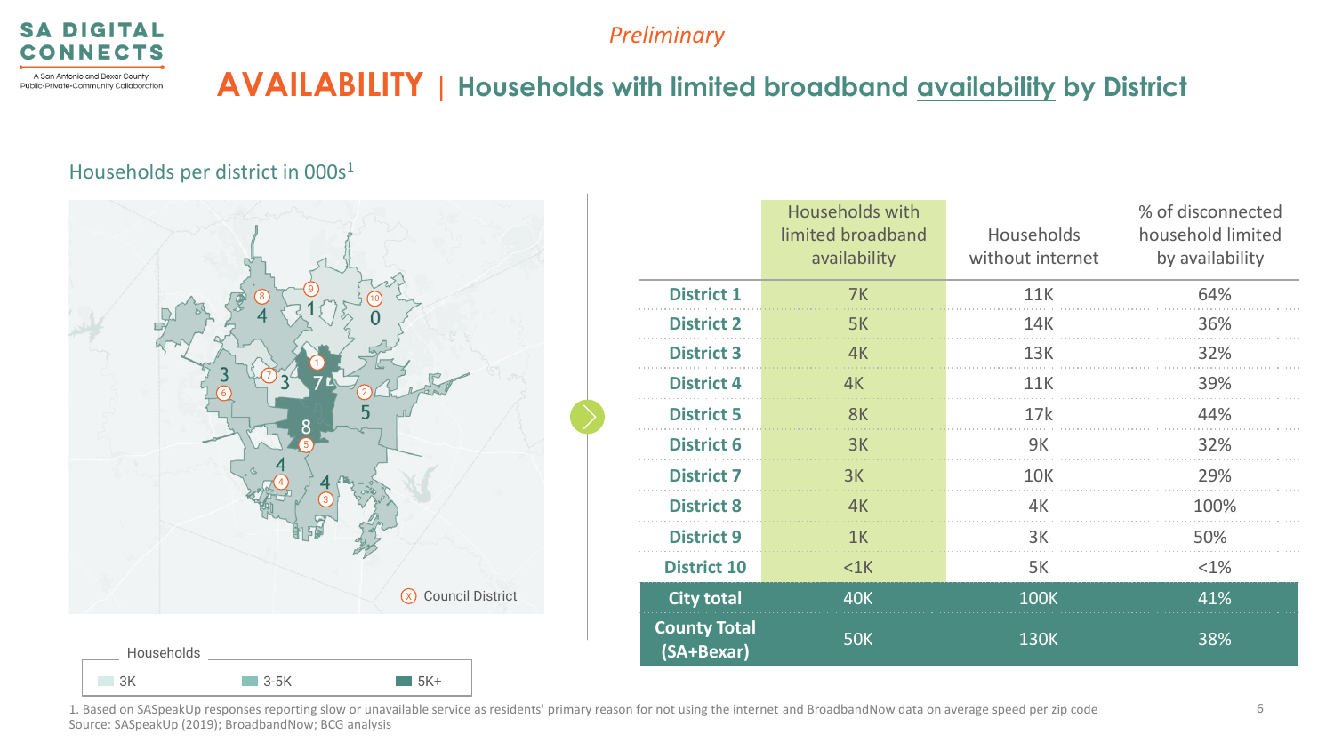SA DIGITAL CONNECTS

A San Antonio and Bexar County, Public-Private-Community Collaboration

*Preliminary*

# AVAILABILITY | Households with limited broadband availability by District

Households per district in 000s[1]

| | Households with limited broadband availability | Households without internet | % of disconnected household limited by availability |
|---|---|---|---|
| **District 1** | 7K | 11K | 64% |
| **District 2** | 5K | 14K | 36% |
| **District 3** | 4K | 13K | 32% |
| **District 4** | 4K | 11K | 39% |
| **District 5** | 8K | 17k | 44% |
| **District 6** | 3K | 9K | 32% |
| **District 7** | 3K | 10K | 29% |
| **District 8** | 4K | 4K | 100% |
| **District 9** | 1K | 3K | 50% |
| **District 10** | <1K | 5K | <1% |
| **City total** | 40K | 100K | 41% |
| **County Total (SA+Bexar)** | 50K | 130K | 38% |

Households: 3K | 3-5K | 5K+

Council District

1. Based on SASpeakUp responses reporting slow or unavailable service as residents' primary reason for not using the internet and BroadbandNow data on average speed per zip code
Source: SASpeakUp (2019); BroadbandNow; BCG analysis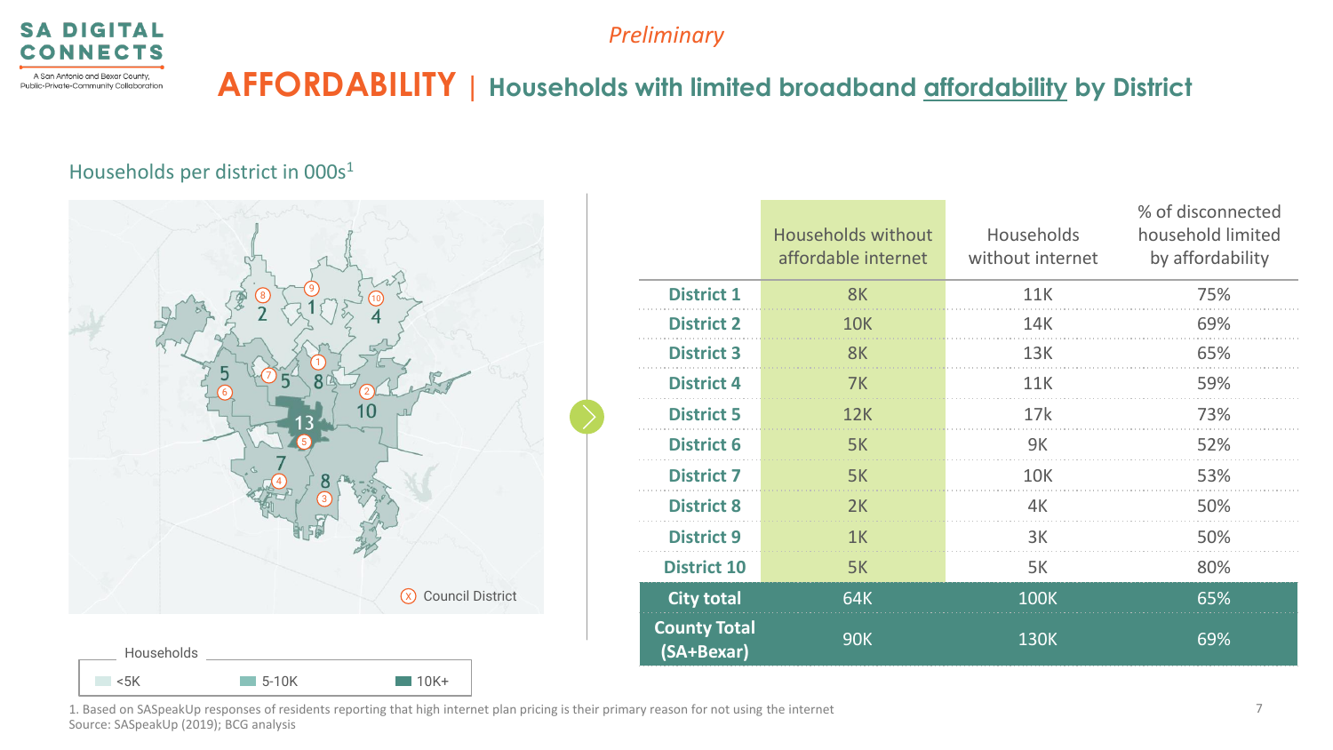*Preliminary*

# AFFORDABILITY | Households with limited broadband affordability by District

Households per district in 000s[1]

Council District

Households: <5K | 5-10K | 10K+

| | Households without affordable internet | Households without internet | % of disconnected household limited by affordability |
|---|---|---|---|
| **District 1** | 8K | 11K | 75% |
| **District 2** | 10K | 14K | 69% |
| **District 3** | 8K | 13K | 65% |
| **District 4** | 7K | 11K | 59% |
| **District 5** | 12K | 17k | 73% |
| **District 6** | 5K | 9K | 52% |
| **District 7** | 5K | 10K | 53% |
| **District 8** | 2K | 4K | 50% |
| **District 9** | 1K | 3K | 50% |
| **District 10** | 5K | 5K | 80% |
| **City total** | 64K | 100K | 65% |
| **County Total (SA+Bexar)** | 90K | 130K | 69% |

1. Based on SASpeakUp responses of residents reporting that high internet plan pricing is their primary reason for not using the internet
Source: SASpeakUp (2019); BCG analysis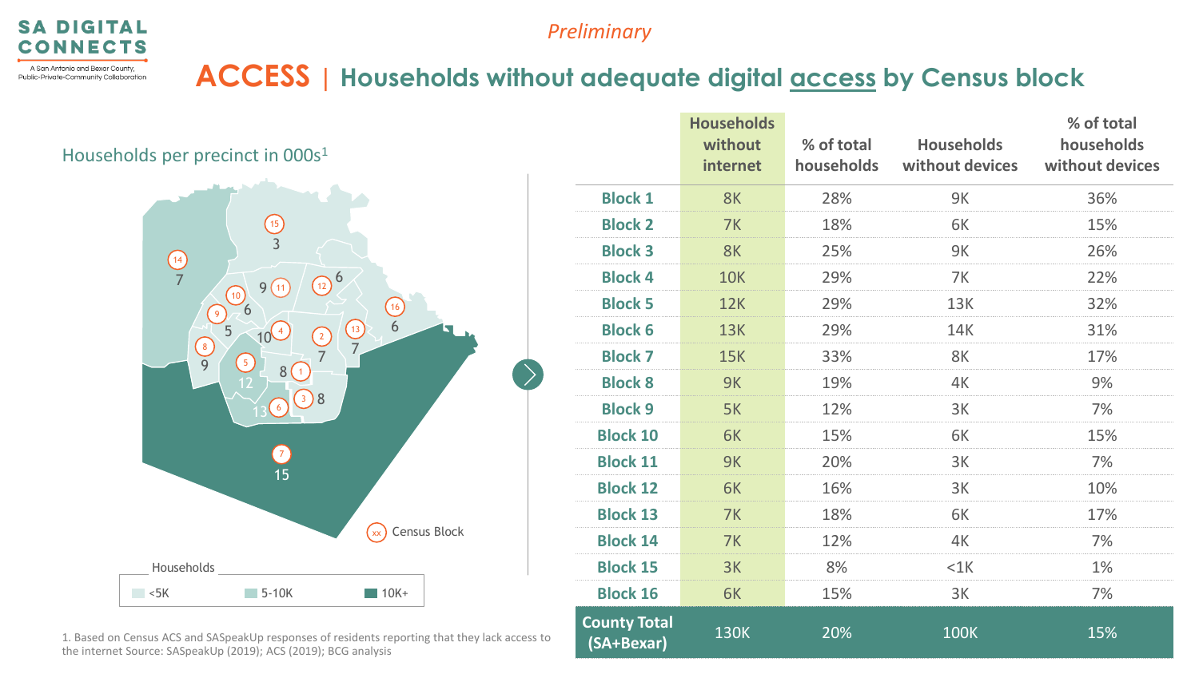*Preliminary*

# ACCESS | Households without adequate digital access by Census block

Households per precinct in 000s[1]

Households: <5K, 5-10K, 10K+

| | Households without internet | % of total households | Households without devices | % of total households without devices |
|---|---|---|---|---|
| Block 1 | 8K | 28% | 9K | 36% |
| Block 2 | 7K | 18% | 6K | 15% |
| Block 3 | 8K | 25% | 9K | 26% |
| Block 4 | 10K | 29% | 7K | 22% |
| Block 5 | 12K | 29% | 13K | 32% |
| Block 6 | 13K | 29% | 14K | 31% |
| Block 7 | 15K | 33% | 8K | 17% |
| Block 8 | 9K | 19% | 4K | 9% |
| Block 9 | 5K | 12% | 3K | 7% |
| Block 10 | 6K | 15% | 6K | 15% |
| Block 11 | 9K | 20% | 3K | 7% |
| Block 12 | 6K | 16% | 3K | 10% |
| Block 13 | 7K | 18% | 6K | 17% |
| Block 14 | 7K | 12% | 4K | 7% |
| Block 15 | 3K | 8% | <1K | 1% |
| Block 16 | 6K | 15% | 3K | 7% |
| County Total (SA+Bexar) | 130K | 20% | 100K | 15% |

1. Based on Census ACS and SASpeakUp responses of residents reporting that they lack access to the internet Source: SASpeakUp (2019); ACS (2019); BCG analysis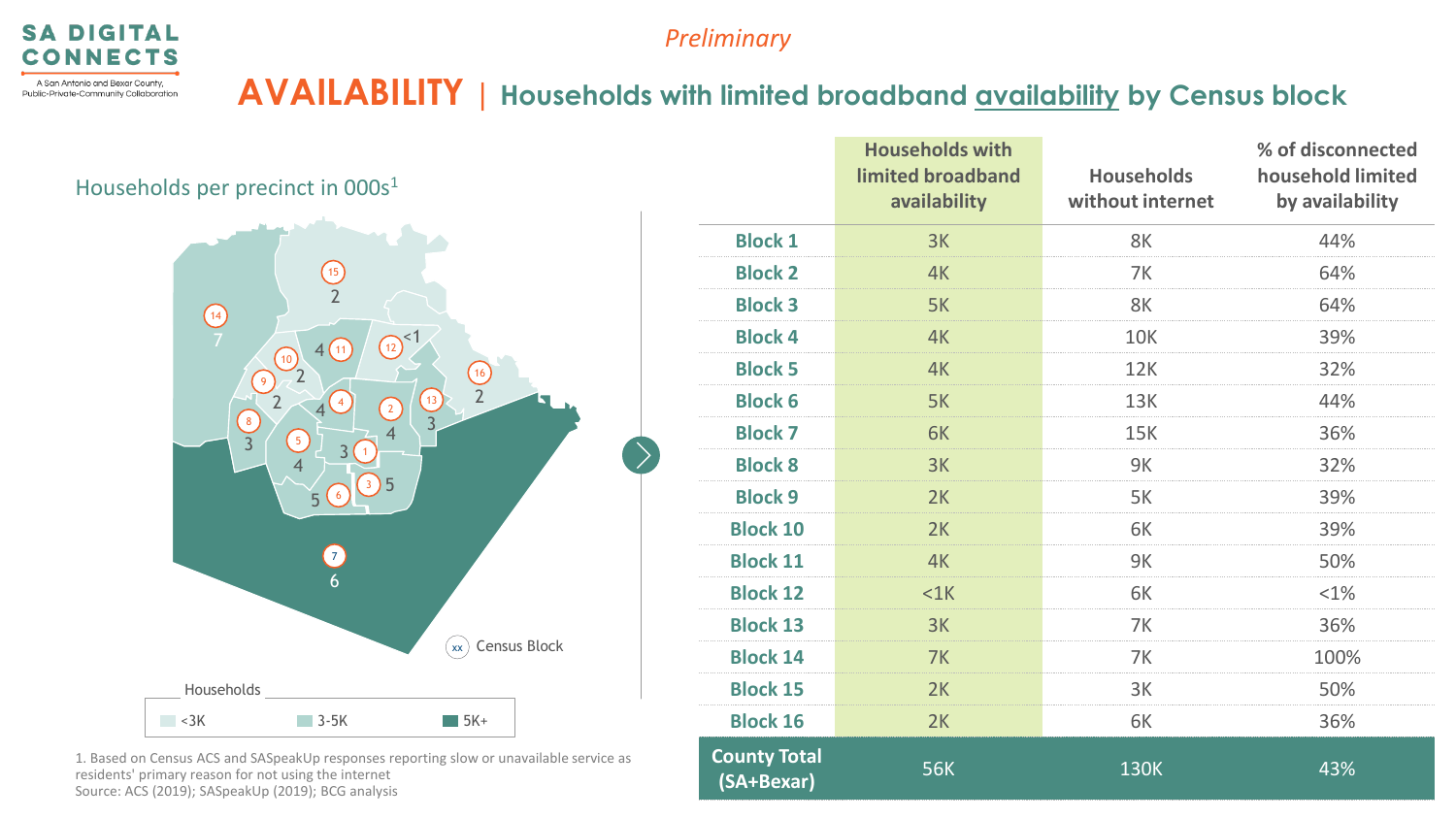*Preliminary*

# AVAILABILITY | Households with limited broadband availability by Census block

Households per precinct in 000s[1]

| Census Block | Households (000s) |
|---|---|
| 1 | 3 |
| 2 | 4 |
| 3 | 5 |
| 4 | 4 |
| 5 | 4 |
| 6 | 5 |
| 7 | 6 |
| 8 | 3 |
| 9 | 2 |
| 10 | 2 |
| 11 | 4 |
| 12 | <1 |
| 13 | 3 |
| 14 | 7 |
| 15 | 2 |
| 16 | 2 |

Households: <3K | 3-5K | 5K+

xx Census Block

| | Households with limited broadband availability | Households without internet | % of disconnected household limited by availability |
|---|---|---|---|
| Block 1 | 3K | 8K | 44% |
| Block 2 | 4K | 7K | 64% |
| Block 3 | 5K | 8K | 64% |
| Block 4 | 4K | 10K | 39% |
| Block 5 | 4K | 12K | 32% |
| Block 6 | 5K | 13K | 44% |
| Block 7 | 6K | 15K | 36% |
| Block 8 | 3K | 9K | 32% |
| Block 9 | 2K | 5K | 39% |
| Block 10 | 2K | 6K | 39% |
| Block 11 | 4K | 9K | 50% |
| Block 12 | <1K | 6K | <1% |
| Block 13 | 3K | 7K | 36% |
| Block 14 | 7K | 7K | 100% |
| Block 15 | 2K | 3K | 50% |
| Block 16 | 2K | 6K | 36% |
| **County Total (SA+Bexar)** | **56K** | **130K** | **43%** |

1. Based on Census ACS and SASpeakUp responses reporting slow or unavailable service as residents' primary reason for not using the internet

Source: ACS (2019); SASpeakUp (2019); BCG analysis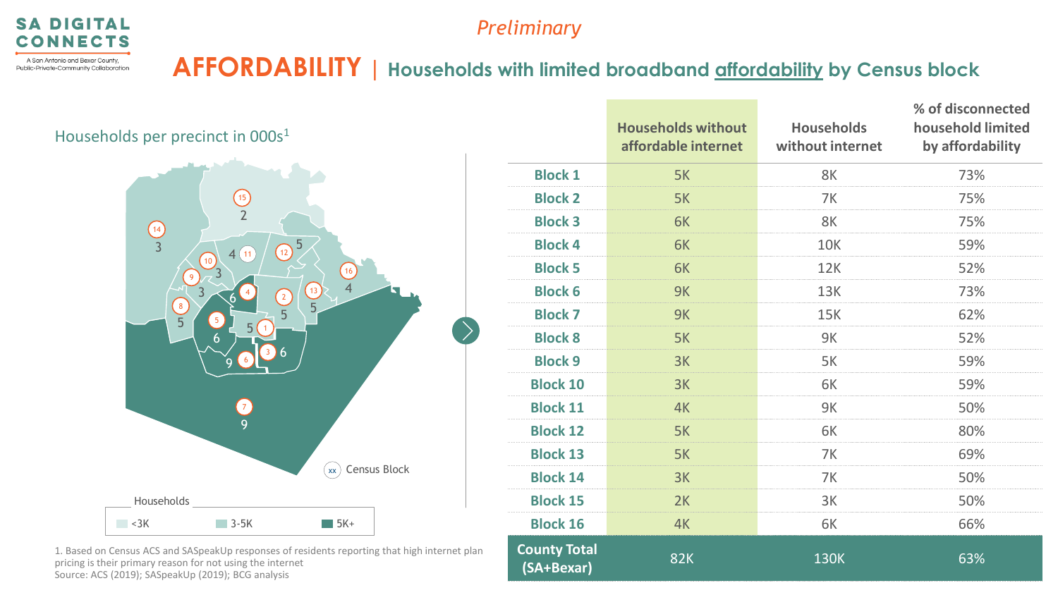SA DIGITAL CONNECTS

A San Antonio and Bexar County, Public-Private-Community Collaboration

*Preliminary*

# AFFORDABILITY | Households with limited broadband affordability by Census block

Households per precinct in 000s[1]

15
2

14
3

4 11

12 5

10 3

16 4

9 3

4 6

2 5

13 5

8 5

5 6

5 1

3 6

6 9

7 9

xx Census Block

Households

<3K 3-5K 5K+

| | Households without affordable internet | Households without internet | % of disconnected household limited by affordability |
|---|---|---|---|
| Block 1 | 5K | 8K | 73% |
| Block 2 | 5K | 7K | 75% |
| Block 3 | 6K | 8K | 75% |
| Block 4 | 6K | 10K | 59% |
| Block 5 | 6K | 12K | 52% |
| Block 6 | 9K | 13K | 73% |
| Block 7 | 9K | 15K | 62% |
| Block 8 | 5K | 9K | 52% |
| Block 9 | 3K | 5K | 59% |
| Block 10 | 3K | 6K | 59% |
| Block 11 | 4K | 9K | 50% |
| Block 12 | 5K | 6K | 80% |
| Block 13 | 5K | 7K | 69% |
| Block 14 | 3K | 7K | 50% |
| Block 15 | 2K | 3K | 50% |
| Block 16 | 4K | 6K | 66% |
| County Total (SA+Bexar) | 82K | 130K | 63% |

1. Based on Census ACS and SASpeakUp responses of residents reporting that high internet plan pricing is their primary reason for not using the internet

Source: ACS (2019); SASpeakUp (2019); BCG analysis